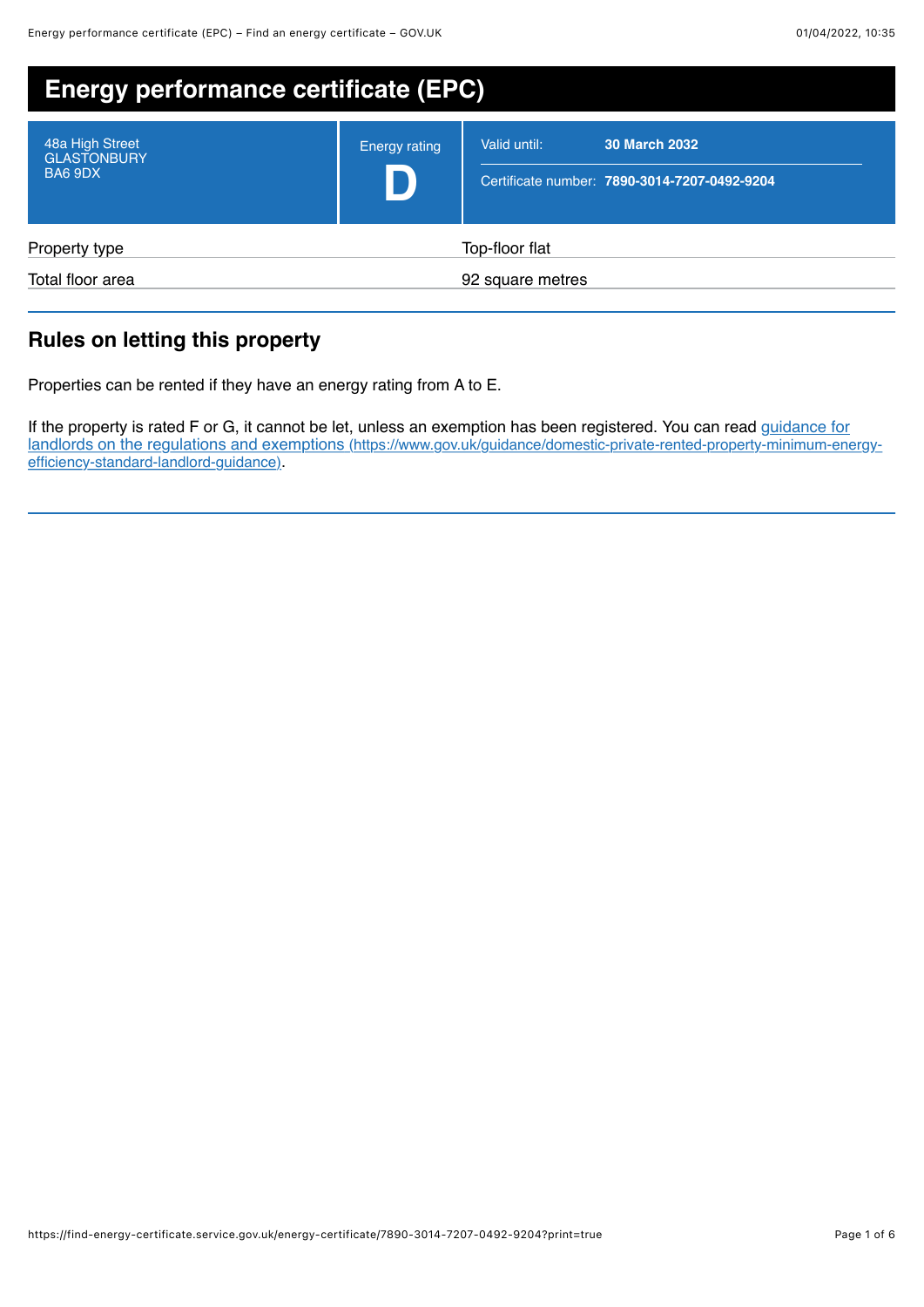# Energy performance certificate (EPC)

| 48a High Street GLASTONBURY BA6 9DX | Energy rating **D** | Valid until: **30 March 2032** Certificate number: **7890-3014-7207-0492-9204** |
|---|---|---|

| | |
|---|---|
| Property type | Top-floor flat |
| Total floor area | 92 square metres |

## Rules on letting this property

Properties can be rented if they have an energy rating from A to E.

If the property is rated F or G, it cannot be let, unless an exemption has been registered. You can read guidance for landlords on the regulations and exemptions (https://www.gov.uk/guidance/domestic-private-rented-property-minimum-energy-efficiency-standard-landlord-guidance).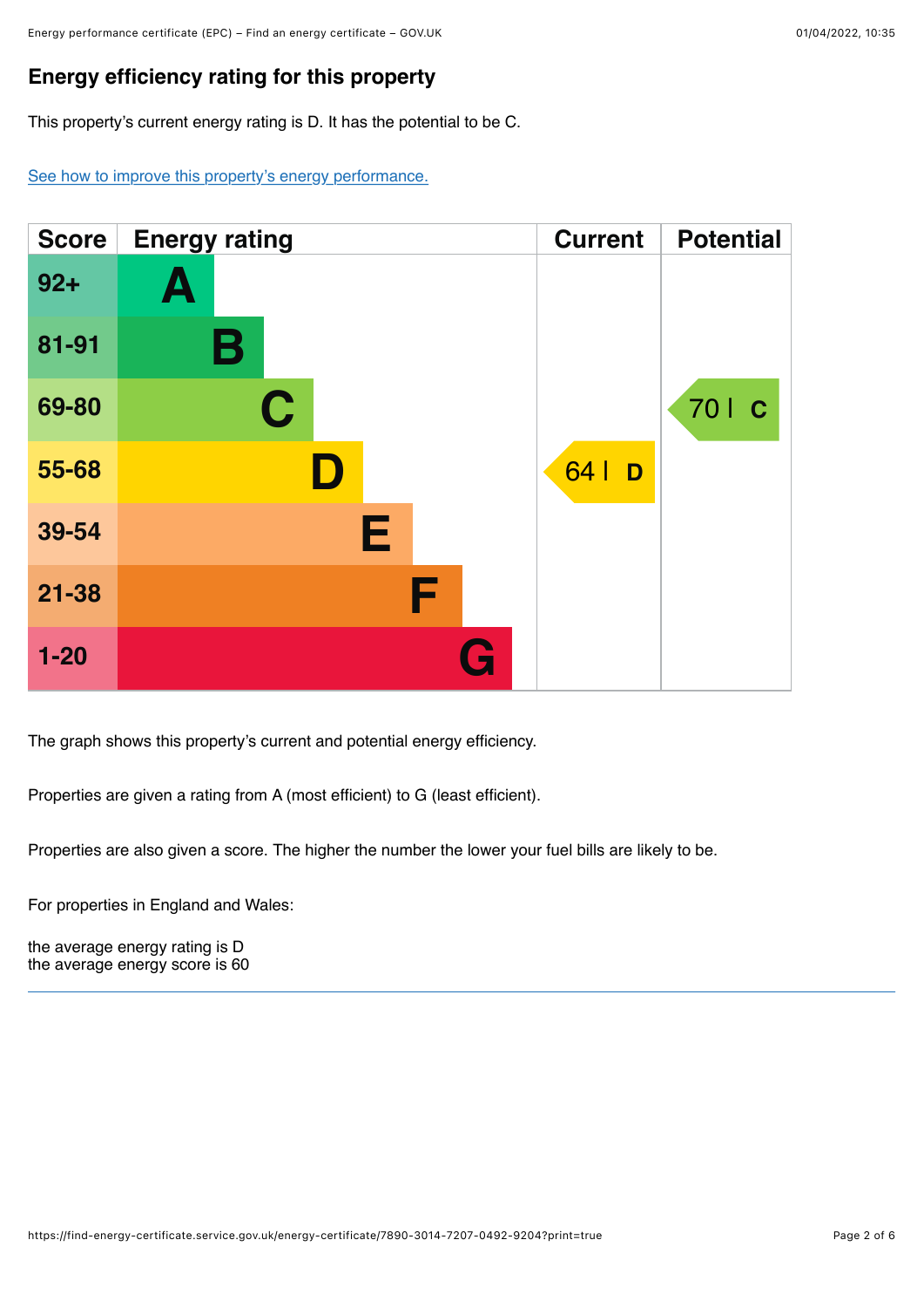## Energy efficiency rating for this property

This property's current energy rating is D. It has the potential to be C.

See how to improve this property's energy performance.

| Score | Energy rating | Current | Potential |
|---|---|---|---|
| 92+ | A | | |
| 81-91 | B | | |
| 69-80 | C | | 70 C |
| 55-68 | D | 64 D | |
| 39-54 | E | | |
| 21-38 | F | | |
| 1-20 | G | | |

The graph shows this property's current and potential energy efficiency.

Properties are given a rating from A (most efficient) to G (least efficient).

Properties are also given a score. The higher the number the lower your fuel bills are likely to be.

For properties in England and Wales:

the average energy rating is D
the average energy score is 60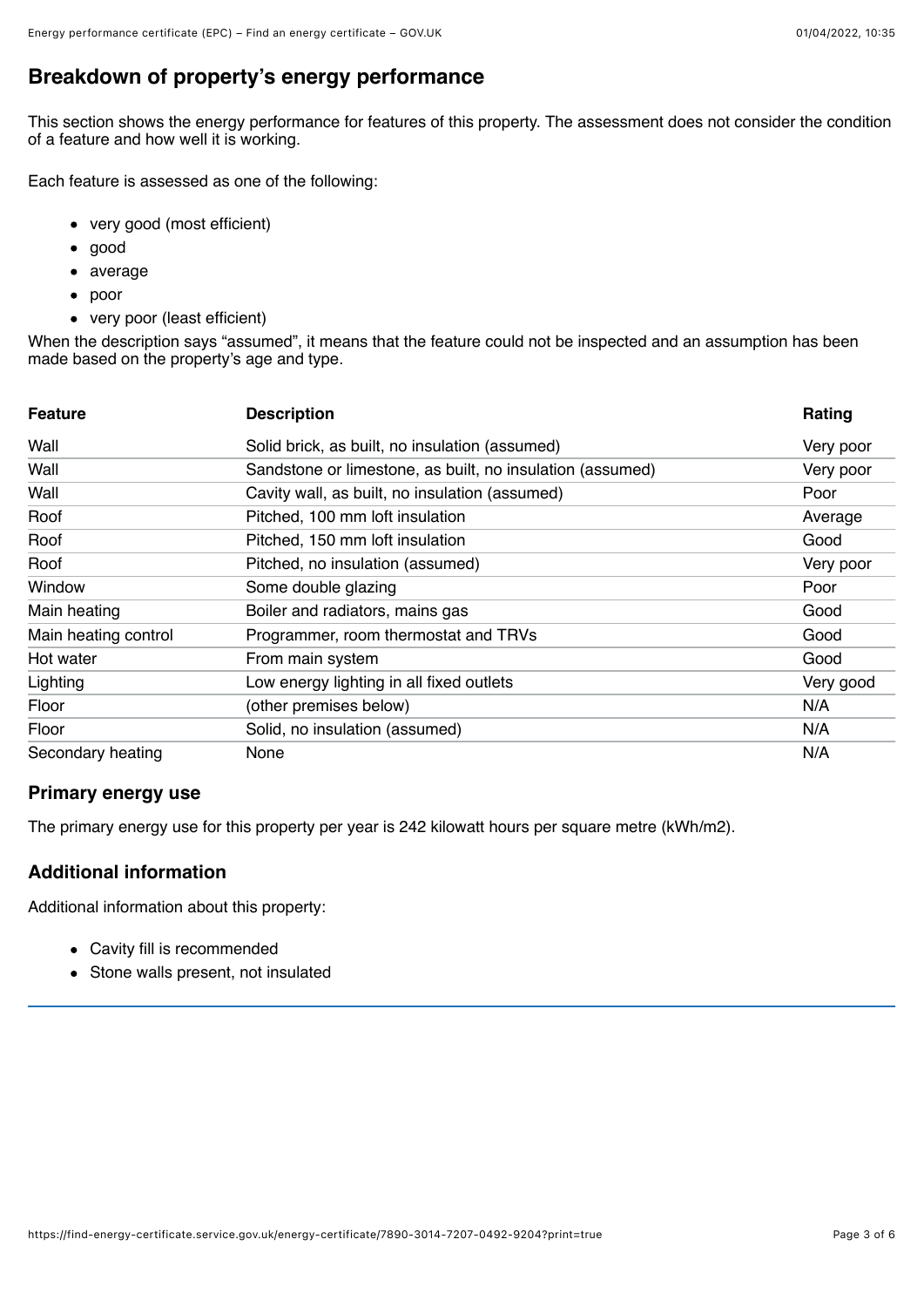## Breakdown of property's energy performance

This section shows the energy performance for features of this property. The assessment does not consider the condition of a feature and how well it is working.

Each feature is assessed as one of the following:

- very good (most efficient)
- good
- average
- poor
- very poor (least efficient)

When the description says "assumed", it means that the feature could not be inspected and an assumption has been made based on the property's age and type.

| Feature | Description | Rating |
| --- | --- | --- |
| Wall | Solid brick, as built, no insulation (assumed) | Very poor |
| Wall | Sandstone or limestone, as built, no insulation (assumed) | Very poor |
| Wall | Cavity wall, as built, no insulation (assumed) | Poor |
| Roof | Pitched, 100 mm loft insulation | Average |
| Roof | Pitched, 150 mm loft insulation | Good |
| Roof | Pitched, no insulation (assumed) | Very poor |
| Window | Some double glazing | Poor |
| Main heating | Boiler and radiators, mains gas | Good |
| Main heating control | Programmer, room thermostat and TRVs | Good |
| Hot water | From main system | Good |
| Lighting | Low energy lighting in all fixed outlets | Very good |
| Floor | (other premises below) | N/A |
| Floor | Solid, no insulation (assumed) | N/A |
| Secondary heating | None | N/A |

### Primary energy use

The primary energy use for this property per year is 242 kilowatt hours per square metre (kWh/m2).

### Additional information

Additional information about this property:

- Cavity fill is recommended
- Stone walls present, not insulated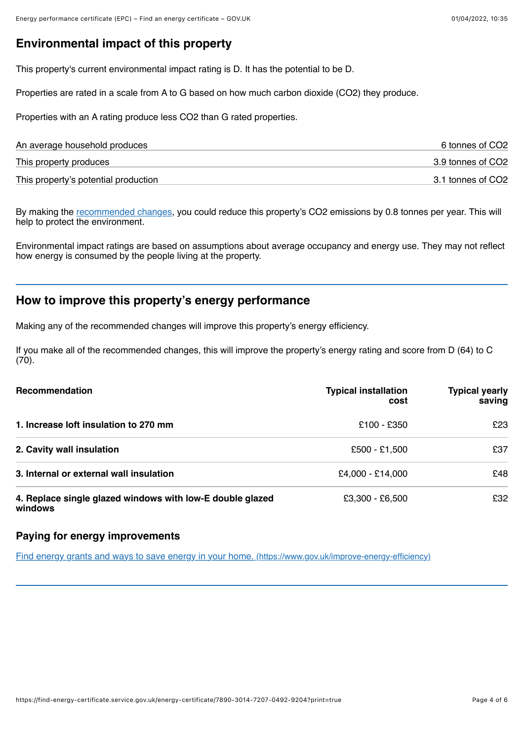## Environmental impact of this property

This property's current environmental impact rating is D. It has the potential to be D.

Properties are rated in a scale from A to G based on how much carbon dioxide ($CO_2$) they produce.

Properties with an A rating produce less $CO_2$ than G rated properties.

| | |
|---|---|
| An average household produces | 6 tonnes of $CO_2$ |
| This property produces | 3.9 tonnes of $CO_2$ |
| This property's potential production | 3.1 tonnes of $CO_2$ |

By making the recommended changes, you could reduce this property's $CO_2$ emissions by 0.8 tonnes per year. This will help to protect the environment.

Environmental impact ratings are based on assumptions about average occupancy and energy use. They may not reflect how energy is consumed by the people living at the property.

## How to improve this property's energy performance

Making any of the recommended changes will improve this property's energy efficiency.

If you make all of the recommended changes, this will improve the property's energy rating and score from D (64) to C (70).

| Recommendation | Typical installation cost | Typical yearly saving |
|---|---|---|
| **1. Increase loft insulation to 270 mm** | £100 - £350 | £23 |
| **2. Cavity wall insulation** | £500 - £1,500 | £37 |
| **3. Internal or external wall insulation** | £4,000 - £14,000 | £48 |
| **4. Replace single glazed windows with low-E double glazed windows** | £3,300 - £6,500 | £32 |

### Paying for energy improvements

Find energy grants and ways to save energy in your home. (https://www.gov.uk/improve-energy-efficiency)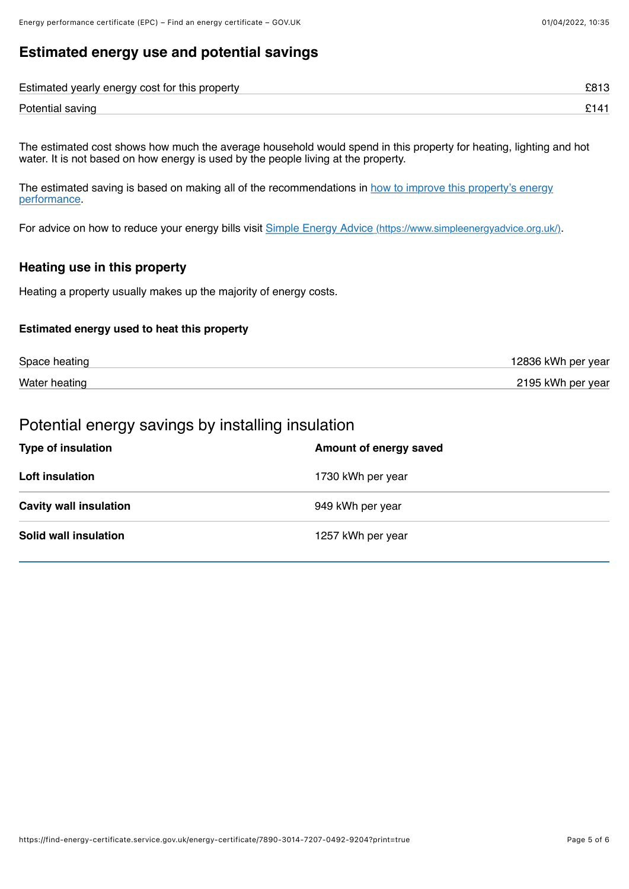## Estimated energy use and potential savings

| | |
|---|---|
| Estimated yearly energy cost for this property | £813 |
| Potential saving | £141 |

The estimated cost shows how much the average household would spend in this property for heating, lighting and hot water. It is not based on how energy is used by the people living at the property.

The estimated saving is based on making all of the recommendations in [how to improve this property's energy performance](#).

For advice on how to reduce your energy bills visit [Simple Energy Advice (https://www.simpleenergyadvice.org.uk/)](https://www.simpleenergyadvice.org.uk/).

### Heating use in this property

Heating a property usually makes up the majority of energy costs.

#### Estimated energy used to heat this property

| | |
|---|---|
| Space heating | 12836 kWh per year |
| Water heating | 2195 kWh per year |

## Potential energy savings by installing insulation

| Type of insulation | Amount of energy saved |
|---|---|
| **Loft insulation** | 1730 kWh per year |
| **Cavity wall insulation** | 949 kWh per year |
| **Solid wall insulation** | 1257 kWh per year |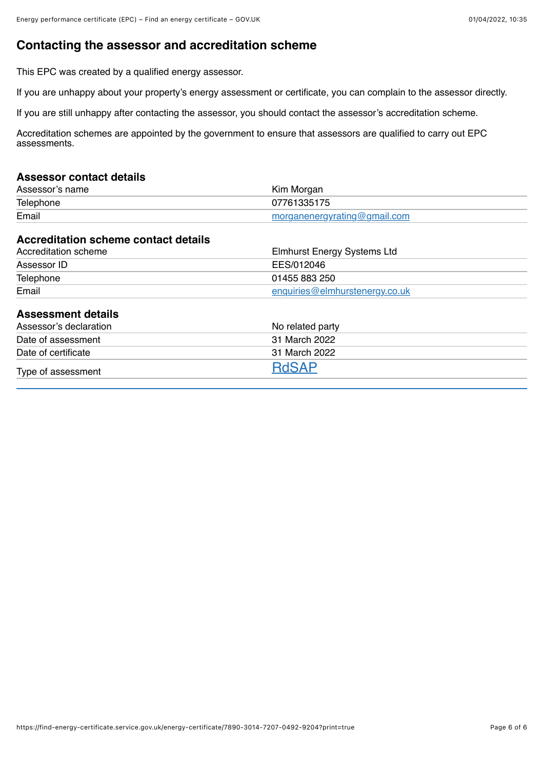## Contacting the assessor and accreditation scheme

This EPC was created by a qualified energy assessor.

If you are unhappy about your property's energy assessment or certificate, you can complain to the assessor directly.

If you are still unhappy after contacting the assessor, you should contact the assessor's accreditation scheme.

Accreditation schemes are appointed by the government to ensure that assessors are qualified to carry out EPC assessments.

### Assessor contact details

| | |
|---|---|
| Assessor's name | Kim Morgan |
| Telephone | 07761335175 |
| Email | morganenergyrating@gmail.com |

### Accreditation scheme contact details

| | |
|---|---|
| Accreditation scheme | Elmhurst Energy Systems Ltd |
| Assessor ID | EES/012046 |
| Telephone | 01455 883 250 |
| Email | enquiries@elmhurstenergy.co.uk |

### Assessment details

| | |
|---|---|
| Assessor's declaration | No related party |
| Date of assessment | 31 March 2022 |
| Date of certificate | 31 March 2022 |
| Type of assessment | RdSAP |